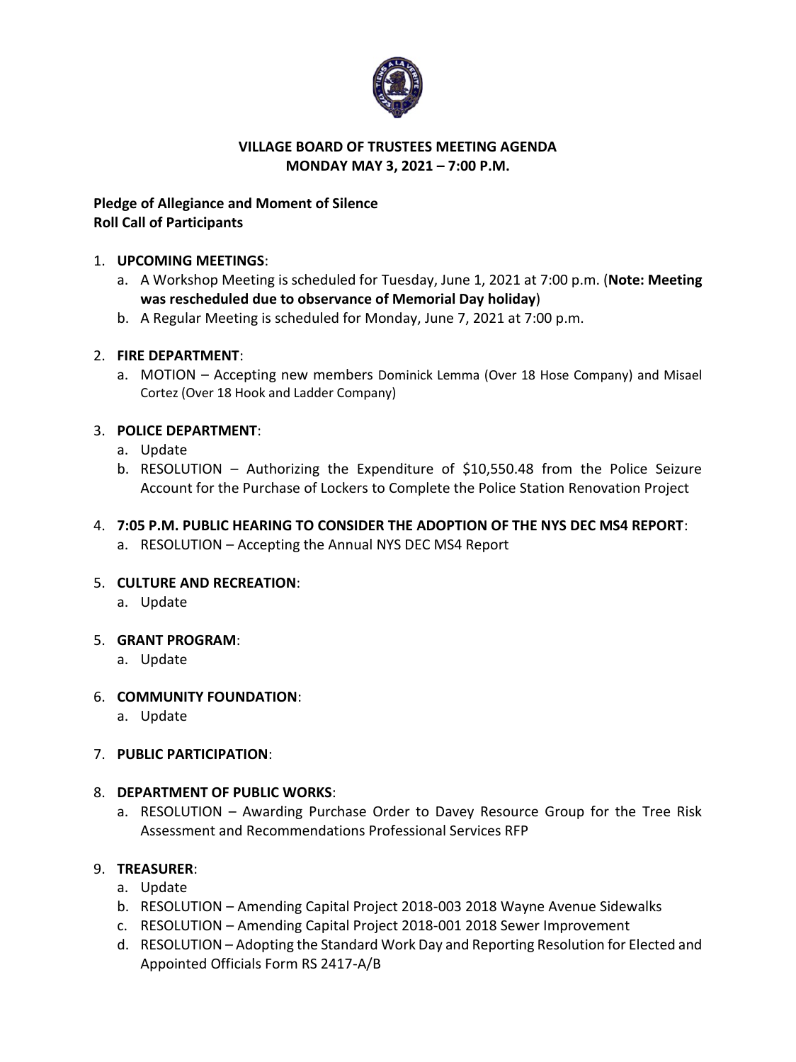# VILLAGE BOARD OF TRUSTEES MEETING AGENDA
## MONDAY MAY 3, 2021 – 7:00 P.M.

**Pledge of Allegiance and Moment of Silence**
**Roll Call of Participants**

1. **UPCOMING MEETINGS**:
   a. A Workshop Meeting is scheduled for Tuesday, June 1, 2021 at 7:00 p.m. (**Note: Meeting was rescheduled due to observance of Memorial Day holiday**)
   b. A Regular Meeting is scheduled for Monday, June 7, 2021 at 7:00 p.m.

2. **FIRE DEPARTMENT**:
   a. MOTION – Accepting new members Dominick Lemma (Over 18 Hose Company) and Misael Cortez (Over 18 Hook and Ladder Company)

3. **POLICE DEPARTMENT**:
   a. Update
   b. RESOLUTION – Authorizing the Expenditure of $10,550.48 from the Police Seizure Account for the Purchase of Lockers to Complete the Police Station Renovation Project

4. **7:05 P.M. PUBLIC HEARING TO CONSIDER THE ADOPTION OF THE NYS DEC MS4 REPORT**:
   a. RESOLUTION – Accepting the Annual NYS DEC MS4 Report

5. **CULTURE AND RECREATION**:
   a. Update

5. **GRANT PROGRAM**:
   a. Update

6. **COMMUNITY FOUNDATION**:
   a. Update

7. **PUBLIC PARTICIPATION**:

8. **DEPARTMENT OF PUBLIC WORKS**:
   a. RESOLUTION – Awarding Purchase Order to Davey Resource Group for the Tree Risk Assessment and Recommendations Professional Services RFP

9. **TREASURER**:
   a. Update
   b. RESOLUTION – Amending Capital Project 2018-003 2018 Wayne Avenue Sidewalks
   c. RESOLUTION – Amending Capital Project 2018-001 2018 Sewer Improvement
   d. RESOLUTION – Adopting the Standard Work Day and Reporting Resolution for Elected and Appointed Officials Form RS 2417-A/B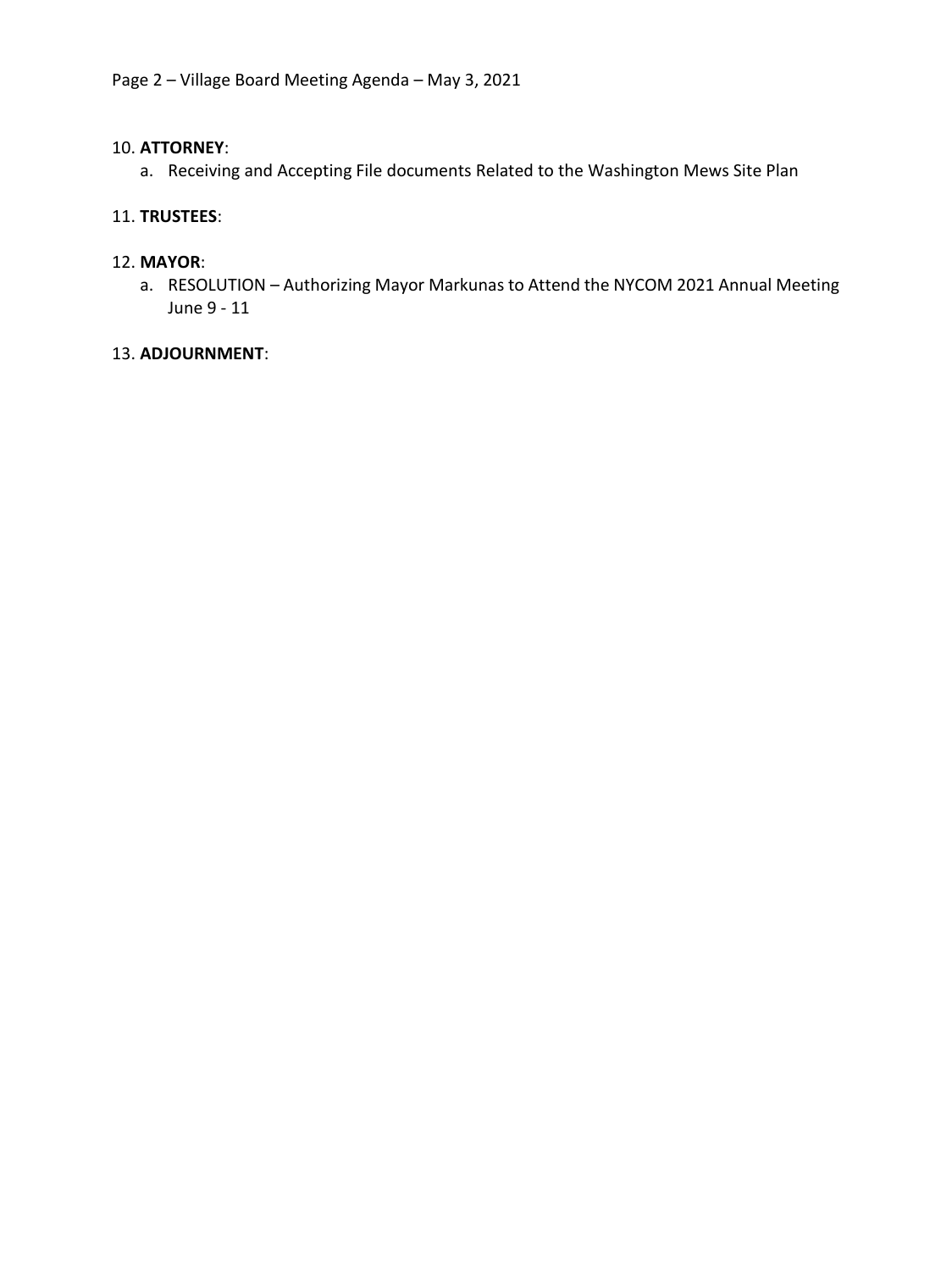10. **ATTORNEY**:
    a. Receiving and Accepting File documents Related to the Washington Mews Site Plan

11. **TRUSTEES**:

12. **MAYOR**:
    a. RESOLUTION – Authorizing Mayor Markunas to Attend the NYCOM 2021 Annual Meeting June 9 - 11

13. **ADJOURNMENT**: